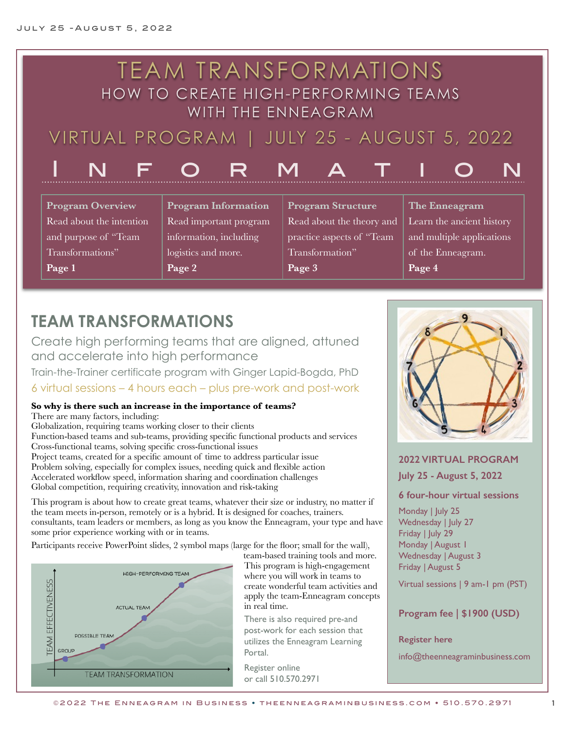# TEAM TRANSFORMATIONS

## HOW TO CREATE HIGH-PERFORMING TEAMS WITH THE ENNEAGRAM

## VIRTUAL PROGRAM | JULY 25 - AUGUST 5, 2022

## INFORMATION

| Program Overview | Program Information | Program Structure | The Enneagram |
|---|---|---|---|
| Read about the intention and purpose of "Team Transformations" **Page 1** | Read important program information, including logistics and more. **Page 2** | Read about the theory and practice aspects of "Team Transformation" **Page 3** | Learn the ancient history and multiple applications of the Enneagram. **Page 4** |

## TEAM TRANSFORMATIONS

Create high performing teams that are aligned, attuned and accelerate into high performance

Train-the-Trainer certificate program with Ginger Lapid-Bogda, PhD

6 virtual sessions – 4 hours each – plus pre-work and post-work

**So why is there such an increase in the importance of teams?**

There are many factors, including:

Globalization, requiring teams working closer to their clients
Function-based teams and sub-teams, providing specific functional products and services
Cross-functional teams, solving specific cross-functional issues
Project teams, created for a specific amount of time to address particular issue
Problem solving, especially for complex issues, needing quick and flexible action
Accelerated workflow speed, information sharing and coordination challenges
Global competition, requiring creativity, innovation and risk-taking

This program is about how to create great teams, whatever their size or industry, no matter if the team meets in-person, remotely or is a hybrid. It is designed for coaches, trainers. consultants, team leaders or members, as long as you know the Enneagram, your type and have some prior experience working with or in teams.

Participants receive PowerPoint slides, 2 symbol maps (large for the floor; small for the wall), team-based training tools and more. This program is high-engagement where you will work in teams to create wonderful team activities and apply the team-Enneagram concepts in real time.

There is also required pre-and post-work for each session that utilizes the Enneagram Learning Portal.

Register online or call 510.570.2971

TEAM EFFECTIVENESS — GROUP — POSSIBLE TEAM — ACTUAL TEAM — HIGH-PERFORMING TEAM — TEAM TRANSFORMATION

**2022 VIRTUAL PROGRAM**

**July 25 - August 5, 2022**

**6 four-hour virtual sessions**

Monday | July 25
Wednesday | July 27
Friday | July 29
Monday | August 1
Wednesday | August 3
Friday | August 5

Virtual sessions | 9 am-1 pm (PST)

**Program fee | $1900 (USD)**

**Register here**

info@theenneagraminbusiness.com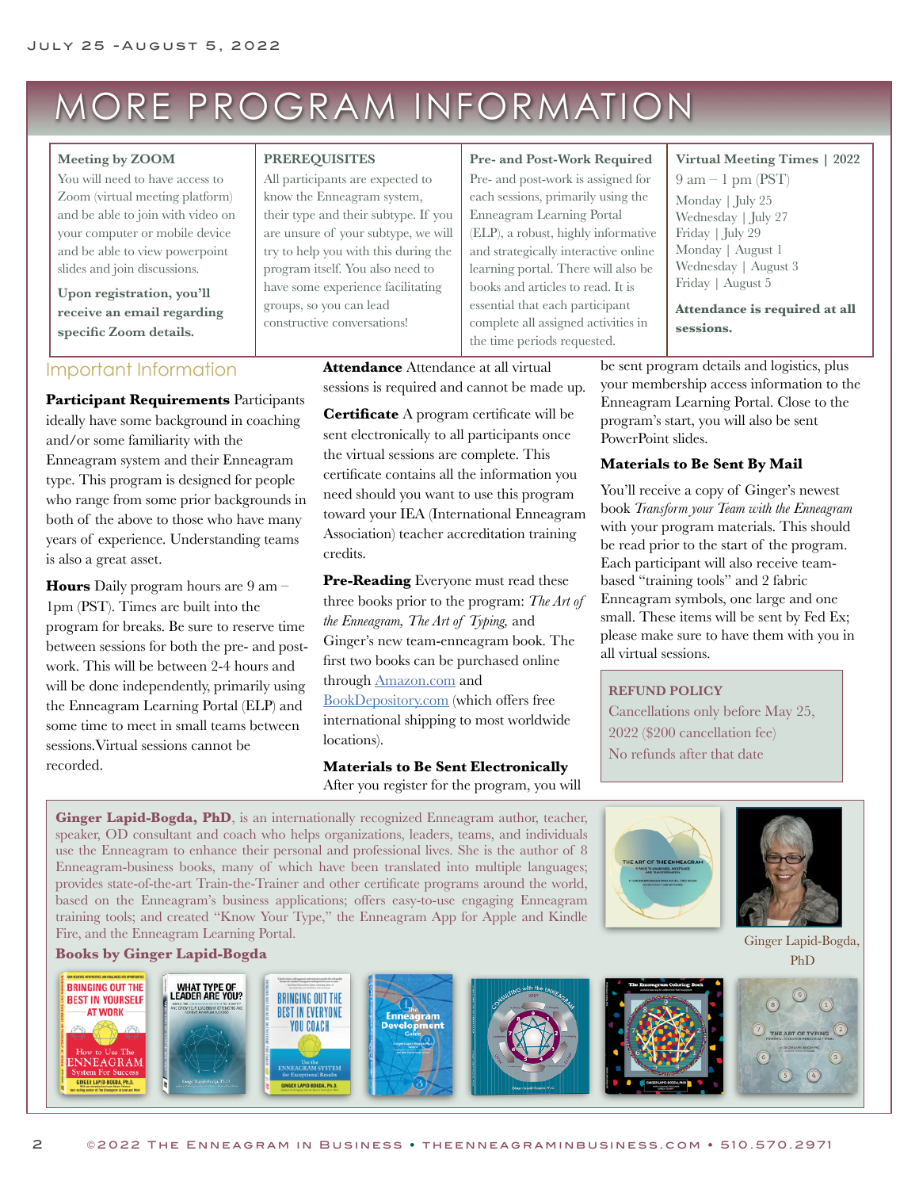# MORE PROGRAM INFORMATION

**Meeting by ZOOM**
You will need to have access to Zoom (virtual meeting platform) and be able to join with video on your computer or mobile device and be able to view powerpoint slides and join discussions.

**Upon registration, you'll receive an email regarding specific Zoom details.**

**PREREQUISITES**
All participants are expected to know the Enneagram system, their type and their subtype. If you are unsure of your subtype, we will try to help you with this during the program itself. You also need to have some experience facilitating groups, so you can lead constructive conversations!

**Pre- and Post-Work Required**
Pre- and post-work is assigned for each sessions, primarily using the Enneagram Learning Portal (ELP), a robust, highly informative and strategically interactive online learning portal. There will also be books and articles to read. It is essential that each participant complete all assigned activities in the time periods requested.

**Virtual Meeting Times | 2022**
9 am – 1 pm (PST)
Monday | July 25
Wednesday | July 27
Friday | July 29
Monday | August 1
Wednesday | August 3
Friday | August 5

**Attendance is required at all sessions.**

## Important Information

**Participant Requirements** Participants ideally have some background in coaching and/or some familiarity with the Enneagram system and their Enneagram type. This program is designed for people who range from some prior backgrounds in both of the above to those who have many years of experience. Understanding teams is also a great asset.

**Hours** Daily program hours are 9 am – 1pm (PST). Times are built into the program for breaks. Be sure to reserve time between sessions for both the pre- and post-work. This will be between 2-4 hours and will be done independently, primarily using the Enneagram Learning Portal (ELP) and some time to meet in small teams between sessions. Virtual sessions cannot be recorded.

**Attendance** Attendance at all virtual sessions is required and cannot be made up.

**Certificate** A program certificate will be sent electronically to all participants once the virtual sessions are complete. This certificate contains all the information you need should you want to use this program toward your IEA (International Enneagram Association) teacher accreditation training credits.

**Pre-Reading** Everyone must read these three books prior to the program: *The Art of the Enneagram, The Art of Typing,* and Ginger's new team-enneagram book. The first two books can be purchased online through Amazon.com and BookDepository.com (which offers free international shipping to most worldwide locations).

**Materials to Be Sent Electronically**
After you register for the program, you will be sent program details and logistics, plus your membership access information to the Enneagram Learning Portal. Close to the program's start, you will also be sent PowerPoint slides.

**Materials to Be Sent By Mail**

You'll receive a copy of Ginger's newest book *Transform your Team with the Enneagram* with your program materials. This should be read prior to the start of the program. Each participant will also receive team-based "training tools" and 2 fabric Enneagram symbols, one large and one small. These items will be sent by Fed Ex; please make sure to have them with you in all virtual sessions.

**REFUND POLICY**
Cancellations only before May 25, 2022 ($200 cancellation fee)
No refunds after that date

**Ginger Lapid-Bogda, PhD**, is an internationally recognized Enneagram author, teacher, speaker, OD consultant and coach who helps organizations, leaders, teams, and individuals use the Enneagram to enhance their personal and professional lives. She is the author of 8 Enneagram-business books, many of which have been translated into multiple languages; provides state-of-the-art Train-the-Trainer and other certificate programs around the world, based on the Enneagram's business applications; offers easy-to-use engaging Enneagram training tools; and created "Know Your Type," the Enneagram App for Apple and Kindle Fire, and the Enneagram Learning Portal.

Ginger Lapid-Bogda, PhD

**Books by Ginger Lapid-Bogda**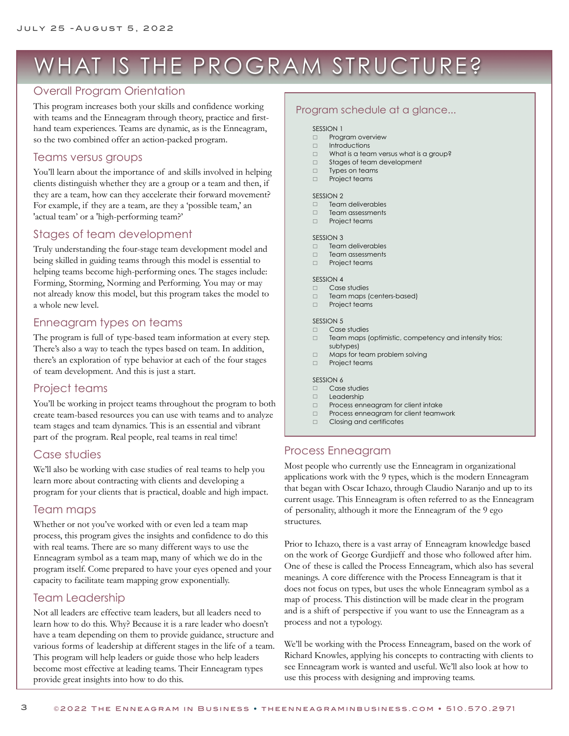# WHAT IS THE PROGRAM STRUCTURE?

## Overall Program Orientation

This program increases both your skills and confidence working with teams and the Enneagram through theory, practice and first-hand team experiences. Teams are dynamic, as is the Enneagram, so the two combined offer an action-packed program.

## Teams versus groups

You'll learn about the importance of and skills involved in helping clients distinguish whether they are a group or a team and then, if they are a team, how can they accelerate their forward movement? For example, if they are a team, are they a 'possible team,' an 'actual team' or a 'high-performing team?'

## Stages of team development

Truly understanding the four-stage team development model and being skilled in guiding teams through this model is essential to helping teams become high-performing ones. The stages include: Forming, Storming, Norming and Performing. You may or may not already know this model, but this program takes the model to a whole new level.

## Enneagram types on teams

The program is full of type-based team information at every step. There's also a way to teach the types based on team. In addition, there's an exploration of type behavior at each of the four stages of team development. And this is just a start.

## Project teams

You'll be working in project teams throughout the program to both create team-based resources you can use with teams and to analyze team stages and team dynamics. This is an essential and vibrant part of the program. Real people, real teams in real time!

## Case studies

We'll also be working with case studies of real teams to help you learn more about contracting with clients and developing a program for your clients that is practical, doable and high impact.

## Team maps

Whether or not you've worked with or even led a team map process, this program gives the insights and confidence to do this with real teams. There are so many different ways to use the Enneagram symbol as a team map, many of which we do in the program itself. Come prepared to have your eyes opened and your capacity to facilitate team mapping grow exponentially.

## Team Leadership

Not all leaders are effective team leaders, but all leaders need to learn how to do this. Why? Because it is a rare leader who doesn't have a team depending on them to provide guidance, structure and various forms of leadership at different stages in the life of a team. This program will help leaders or guide those who help leaders become most effective at leading teams. Their Enneagram types provide great insights into how to do this.

## Program schedule at a glance...

SESSION 1

- Program overview
- Introductions
- What is a team versus what is a group?
- Stages of team development
- Types on teams
- Project teams

SESSION 2

- Team deliverables
- Team assessments
- Project teams

SESSION 3

- Team deliverables
- Team assessments
- Project teams

SESSION 4

- Case studies
- Team maps (centers-based)
- Project teams

SESSION 5

- Case studies
- Team maps (optimistic, competency and intensity trios; subtypes)
- Maps for team problem solving
- Project teams

SESSION 6

- Case studies
- Leadership
- Process enneagram for client intake
- Process enneagram for client teamwork
- Closing and certificates

## Process Enneagram

Most people who currently use the Enneagram in organizational applications work with the 9 types, which is the modern Enneagram that began with Oscar Ichazo, through Claudio Naranjo and up to its current usage. This Enneagram is often referred to as the Enneagram of personality, although it more the Enneagram of the 9 ego structures.

Prior to Ichazo, there is a vast array of Enneagram knowledge based on the work of George Gurdjieff and those who followed after him. One of these is called the Process Enneagram, which also has several meanings. A core difference with the Process Enneagram is that it does not focus on types, but uses the whole Enneagram symbol as a map of process. This distinction will be made clear in the program and is a shift of perspective if you want to use the Enneagram as a process and not a typology.

We'll be working with the Process Enneagram, based on the work of Richard Knowles, applying his concepts to contracting with clients to see Enneagram work is wanted and useful. We'll also look at how to use this process with designing and improving teams.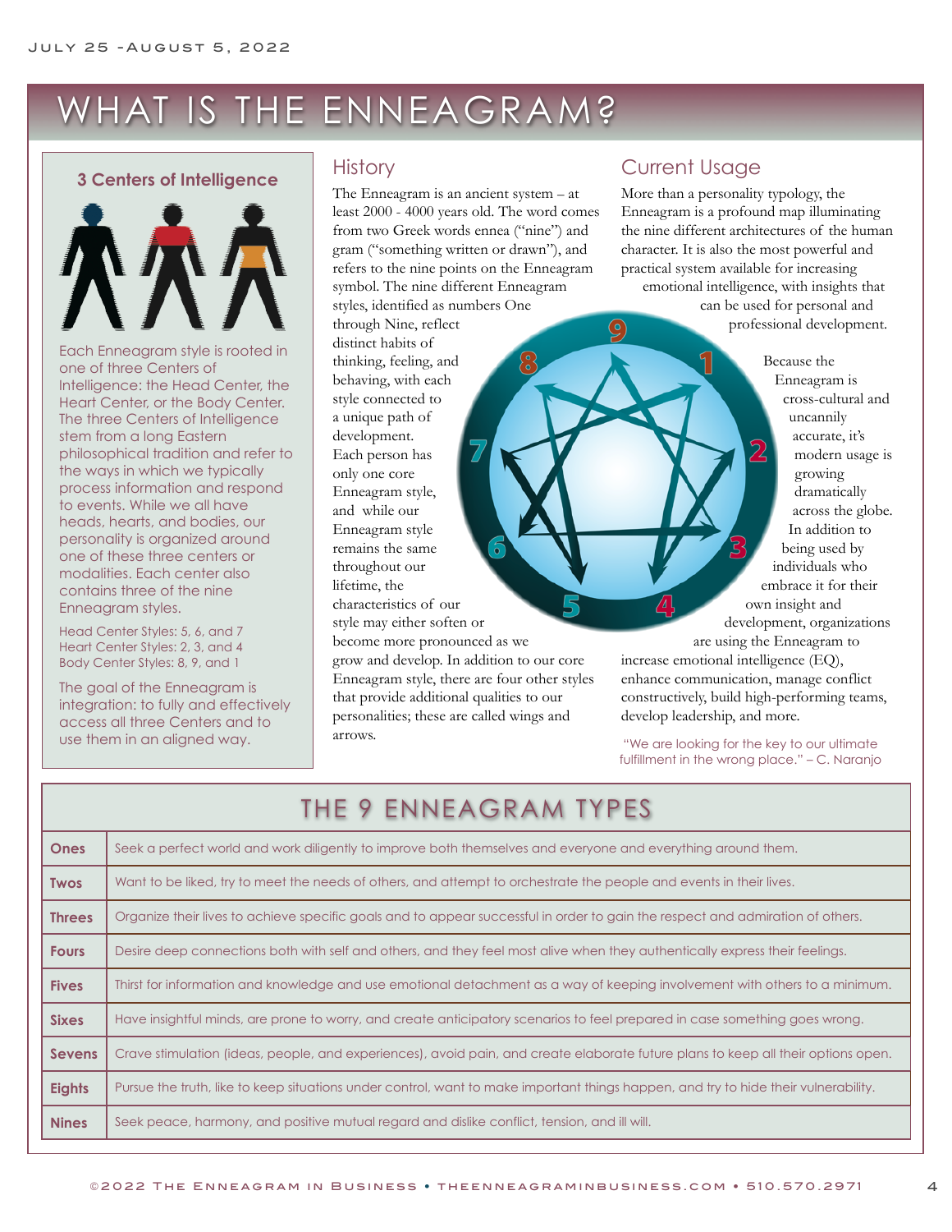# WHAT IS THE ENNEAGRAM?

### 3 Centers of Intelligence

Each Enneagram style is rooted in one of three Centers of Intelligence: the Head Center, the Heart Center, or the Body Center. The three Centers of Intelligence stem from a long Eastern philosophical tradition and refer to the ways in which we typically process information and respond to events. While we all have heads, hearts, and bodies, our personality is organized around one of these three centers or modalities. Each center also contains three of the nine Enneagram styles.

Head Center Styles: 5, 6, and 7
Heart Center Styles: 2, 3, and 4
Body Center Styles: 8, 9, and 1

The goal of the Enneagram is integration: to fully and effectively access all three Centers and to use them in an aligned way.

## History

The Enneagram is an ancient system – at least 2000 - 4000 years old. The word comes from two Greek words ennea ("nine") and gram ("something written or drawn"), and refers to the nine points on the Enneagram symbol. The nine different Enneagram styles, identified as numbers One through Nine, reflect distinct habits of thinking, feeling, and behaving, with each style connected to a unique path of development. Each person has only one core Enneagram style, and while our Enneagram style remains the same throughout our lifetime, the characteristics of our style may either soften or become more pronounced as we grow and develop. In addition to our core Enneagram style, there are four other styles that provide additional qualities to our personalities; these are called wings and arrows.

## Current Usage

More than a personality typology, the Enneagram is a profound map illuminating the nine different architectures of the human character. It is also the most powerful and practical system available for increasing emotional intelligence, with insights that can be used for personal and professional development.

Because the Enneagram is cross-cultural and uncannily accurate, it's modern usage is growing dramatically across the globe. In addition to being used by individuals who embrace it for their own insight and development, organizations are using the Enneagram to increase emotional intelligence (EQ), enhance communication, manage conflict constructively, build high-performing teams, develop leadership, and more.

"We are looking for the key to our ultimate fulfillment in the wrong place." – C. Naranjo

## THE 9 ENNEAGRAM TYPES

| | |
|---|---|
| **Ones** | Seek a perfect world and work diligently to improve both themselves and everyone and everything around them. |
| **Twos** | Want to be liked, try to meet the needs of others, and attempt to orchestrate the people and events in their lives. |
| **Threes** | Organize their lives to achieve specific goals and to appear successful in order to gain the respect and admiration of others. |
| **Fours** | Desire deep connections both with self and others, and they feel most alive when they authentically express their feelings. |
| **Fives** | Thirst for information and knowledge and use emotional detachment as a way of keeping involvement with others to a minimum. |
| **Sixes** | Have insightful minds, are prone to worry, and create anticipatory scenarios to feel prepared in case something goes wrong. |
| **Sevens** | Crave stimulation (ideas, people, and experiences), avoid pain, and create elaborate future plans to keep all their options open. |
| **Eights** | Pursue the truth, like to keep situations under control, want to make important things happen, and try to hide their vulnerability. |
| **Nines** | Seek peace, harmony, and positive mutual regard and dislike conflict, tension, and ill will. |